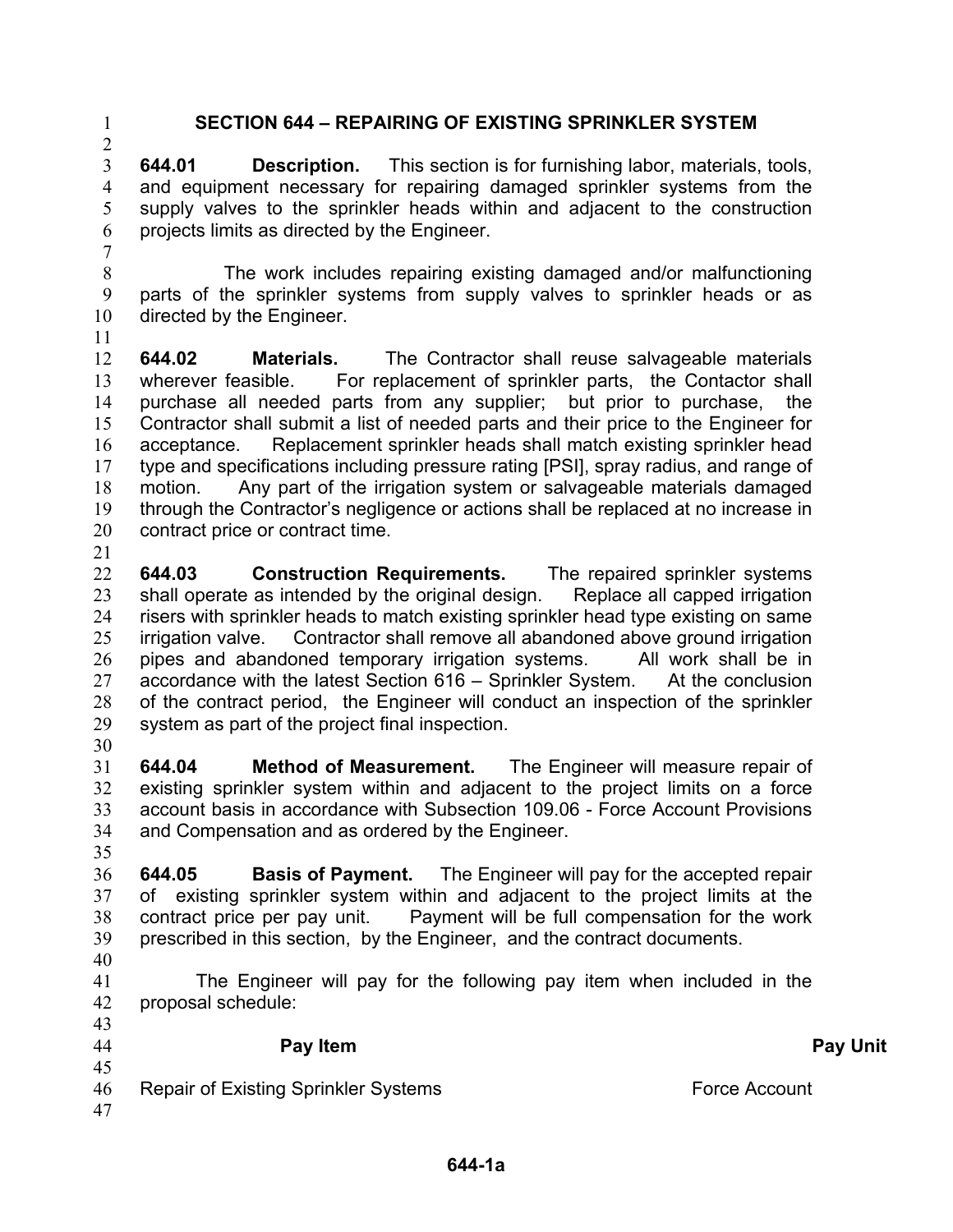# SECTION 644 – REPAIRING OF EXISTING SPRINKLER SYSTEM

**644.01 Description.** This section is for furnishing labor, materials, tools, and equipment necessary for repairing damaged sprinkler systems from the supply valves to the sprinkler heads within and adjacent to the construction projects limits as directed by the Engineer.

The work includes repairing existing damaged and/or malfunctioning parts of the sprinkler systems from supply valves to sprinkler heads or as directed by the Engineer.

**644.02 Materials.** The Contractor shall reuse salvageable materials wherever feasible. For replacement of sprinkler parts, the Contactor shall purchase all needed parts from any supplier; but prior to purchase, the Contractor shall submit a list of needed parts and their price to the Engineer for acceptance. Replacement sprinkler heads shall match existing sprinkler head type and specifications including pressure rating [PSI], spray radius, and range of motion. Any part of the irrigation system or salvageable materials damaged through the Contractor's negligence or actions shall be replaced at no increase in contract price or contract time.

**644.03 Construction Requirements.** The repaired sprinkler systems shall operate as intended by the original design. Replace all capped irrigation risers with sprinkler heads to match existing sprinkler head type existing on same irrigation valve. Contractor shall remove all abandoned above ground irrigation pipes and abandoned temporary irrigation systems. All work shall be in accordance with the latest Section 616 – Sprinkler System. At the conclusion of the contract period, the Engineer will conduct an inspection of the sprinkler system as part of the project final inspection.

**644.04 Method of Measurement.** The Engineer will measure repair of existing sprinkler system within and adjacent to the project limits on a force account basis in accordance with Subsection 109.06 - Force Account Provisions and Compensation and as ordered by the Engineer.

**644.05 Basis of Payment.** The Engineer will pay for the accepted repair of existing sprinkler system within and adjacent to the project limits at the contract price per pay unit. Payment will be full compensation for the work prescribed in this section, by the Engineer, and the contract documents.

The Engineer will pay for the following pay item when included in the proposal schedule:

| Pay Item | Pay Unit |
|---|---|
| Repair of Existing Sprinkler Systems | Force Account |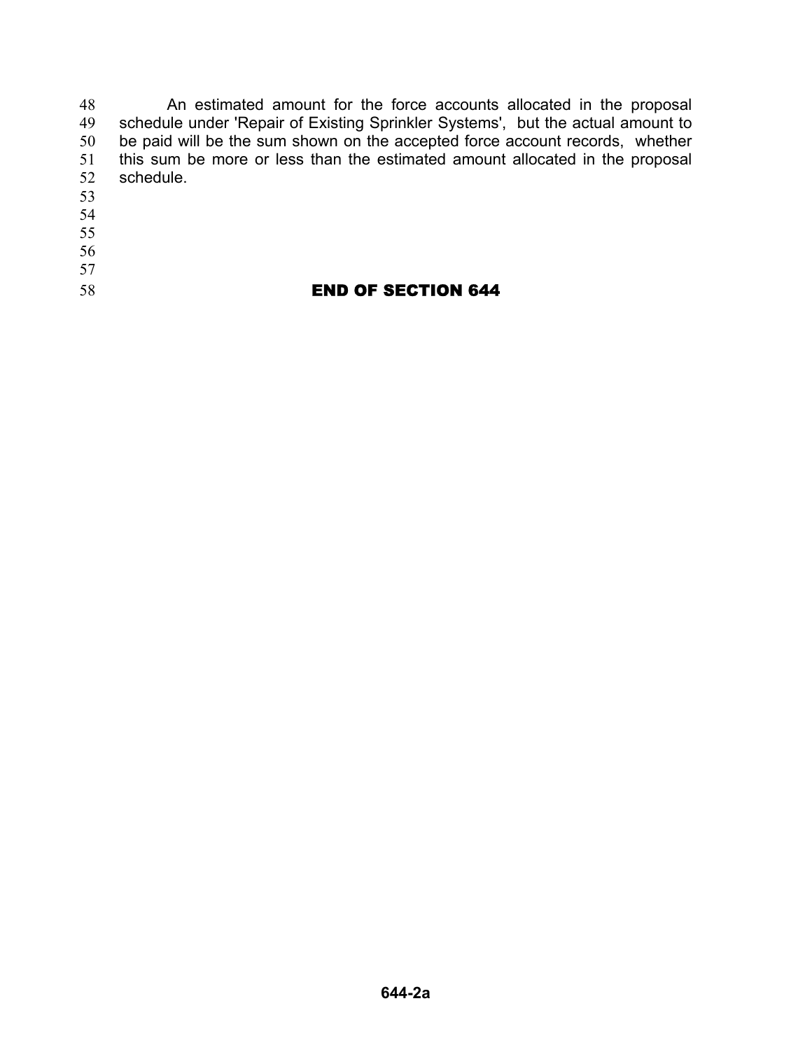An estimated amount for the force accounts allocated in the proposal schedule under 'Repair of Existing Sprinkler Systems', but the actual amount to be paid will be the sum shown on the accepted force account records, whether this sum be more or less than the estimated amount allocated in the proposal schedule.

**END OF SECTION 644**